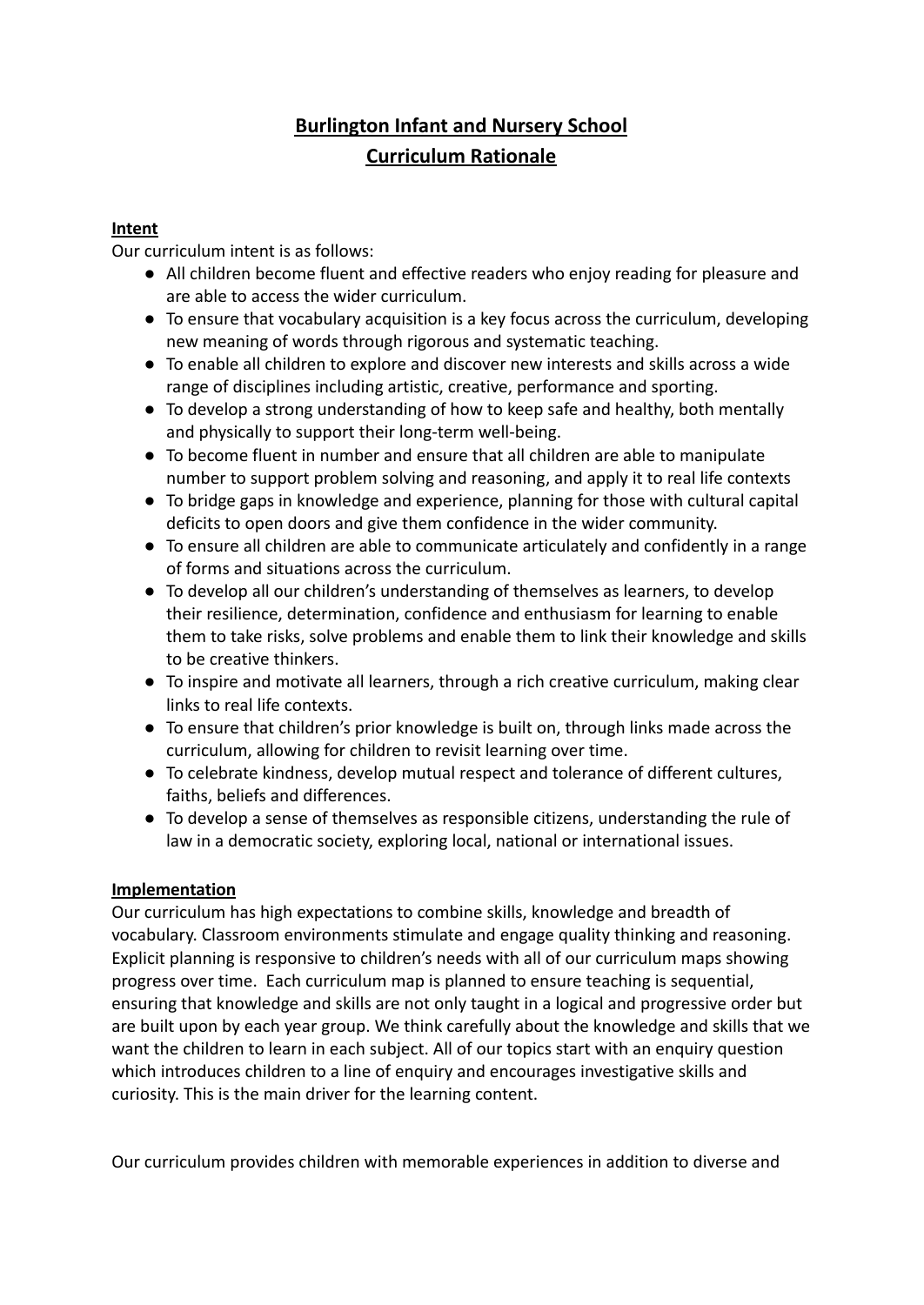# Burlington Infant and Nursery School
# Curriculum Rationale

## Intent

Our curriculum intent is as follows:

- All children become fluent and effective readers who enjoy reading for pleasure and are able to access the wider curriculum.
- To ensure that vocabulary acquisition is a key focus across the curriculum, developing new meaning of words through rigorous and systematic teaching.
- To enable all children to explore and discover new interests and skills across a wide range of disciplines including artistic, creative, performance and sporting.
- To develop a strong understanding of how to keep safe and healthy, both mentally and physically to support their long-term well-being.
- To become fluent in number and ensure that all children are able to manipulate number to support problem solving and reasoning, and apply it to real life contexts
- To bridge gaps in knowledge and experience, planning for those with cultural capital deficits to open doors and give them confidence in the wider community.
- To ensure all children are able to communicate articulately and confidently in a range of forms and situations across the curriculum.
- To develop all our children's understanding of themselves as learners, to develop their resilience, determination, confidence and enthusiasm for learning to enable them to take risks, solve problems and enable them to link their knowledge and skills to be creative thinkers.
- To inspire and motivate all learners, through a rich creative curriculum, making clear links to real life contexts.
- To ensure that children's prior knowledge is built on, through links made across the curriculum, allowing for children to revisit learning over time.
- To celebrate kindness, develop mutual respect and tolerance of different cultures, faiths, beliefs and differences.
- To develop a sense of themselves as responsible citizens, understanding the rule of law in a democratic society, exploring local, national or international issues.

## Implementation

Our curriculum has high expectations to combine skills, knowledge and breadth of vocabulary. Classroom environments stimulate and engage quality thinking and reasoning. Explicit planning is responsive to children's needs with all of our curriculum maps showing progress over time. Each curriculum map is planned to ensure teaching is sequential, ensuring that knowledge and skills are not only taught in a logical and progressive order but are built upon by each year group. We think carefully about the knowledge and skills that we want the children to learn in each subject. All of our topics start with an enquiry question which introduces children to a line of enquiry and encourages investigative skills and curiosity. This is the main driver for the learning content.

Our curriculum provides children with memorable experiences in addition to diverse and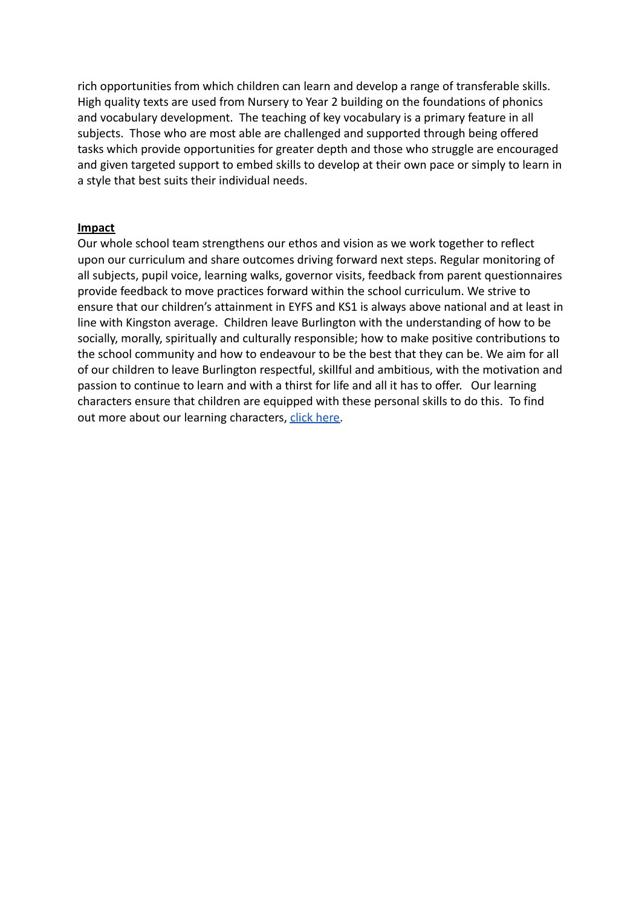rich opportunities from which children can learn and develop a range of transferable skills. High quality texts are used from Nursery to Year 2 building on the foundations of phonics and vocabulary development. The teaching of key vocabulary is a primary feature in all subjects. Those who are most able are challenged and supported through being offered tasks which provide opportunities for greater depth and those who struggle are encouraged and given targeted support to embed skills to develop at their own pace or simply to learn in a style that best suits their individual needs.

**Impact**

Our whole school team strengthens our ethos and vision as we work together to reflect upon our curriculum and share outcomes driving forward next steps. Regular monitoring of all subjects, pupil voice, learning walks, governor visits, feedback from parent questionnaires provide feedback to move practices forward within the school curriculum. We strive to ensure that our children's attainment in EYFS and KS1 is always above national and at least in line with Kingston average. Children leave Burlington with the understanding of how to be socially, morally, spiritually and culturally responsible; how to make positive contributions to the school community and how to endeavour to be the best that they can be. We aim for all of our children to leave Burlington respectful, skillful and ambitious, with the motivation and passion to continue to learn and with a thirst for life and all it has to offer. Our learning characters ensure that children are equipped with these personal skills to do this. To find out more about our learning characters, click here.